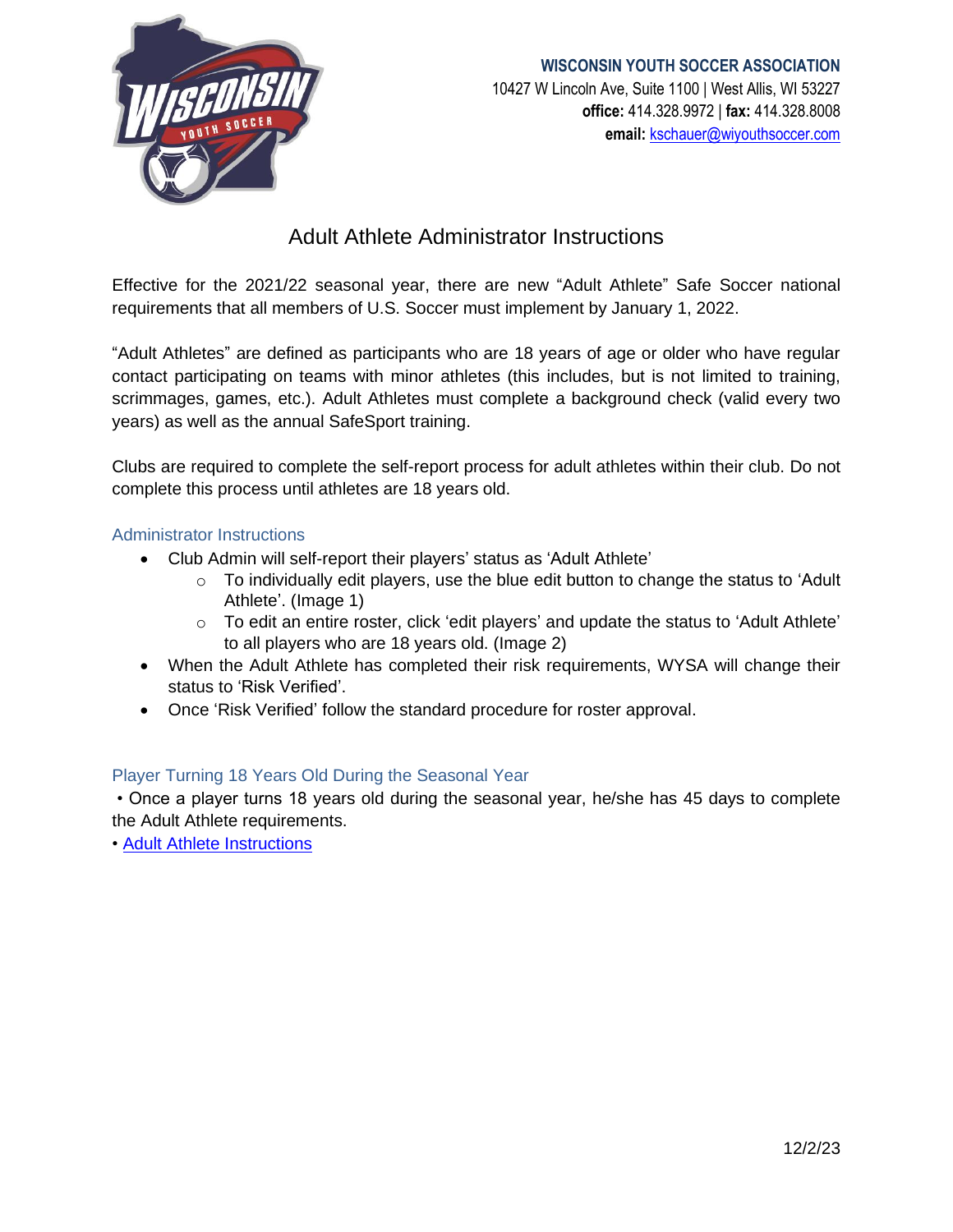**WISCONSIN YOUTH SOCCER ASSOCIATION**
10427 W Lincoln Ave, Suite 1100 | West Allis, WI 53227
**office:** 414.328.9972 | **fax:** 414.328.8008
**email:** kschauer@wiyouthsoccer.com

# Adult Athlete Administrator Instructions

Effective for the 2021/22 seasonal year, there are new "Adult Athlete" Safe Soccer national requirements that all members of U.S. Soccer must implement by January 1, 2022.

"Adult Athletes" are defined as participants who are 18 years of age or older who have regular contact participating on teams with minor athletes (this includes, but is not limited to, training, scrimmages, games, etc.). Adult Athletes must complete a background check (valid every two years) as well as the annual SafeSport training.

Clubs are required to complete the self-report process for adult athletes within their club. Do not complete this process until athletes are 18 years old.

## Administrator Instructions

- Club Admin will self-report their players' status as 'Adult Athlete'
  - To individually edit players, use the blue edit button to change the status to 'Adult Athlete'. (Image 1)
  - To edit an entire roster, click 'edit players' and update the status to 'Adult Athlete' to all players who are 18 years old. (Image 2)
- When the Adult Athlete has completed their risk requirements, WYSA will change their status to 'Risk Verified'.
- Once 'Risk Verified' follow the standard procedure for roster approval.

## Player Turning 18 Years Old During the Seasonal Year

• Once a player turns 18 years old during the seasonal year, he/she has 45 days to complete the Adult Athlete requirements.

• Adult Athlete Instructions

12/2/23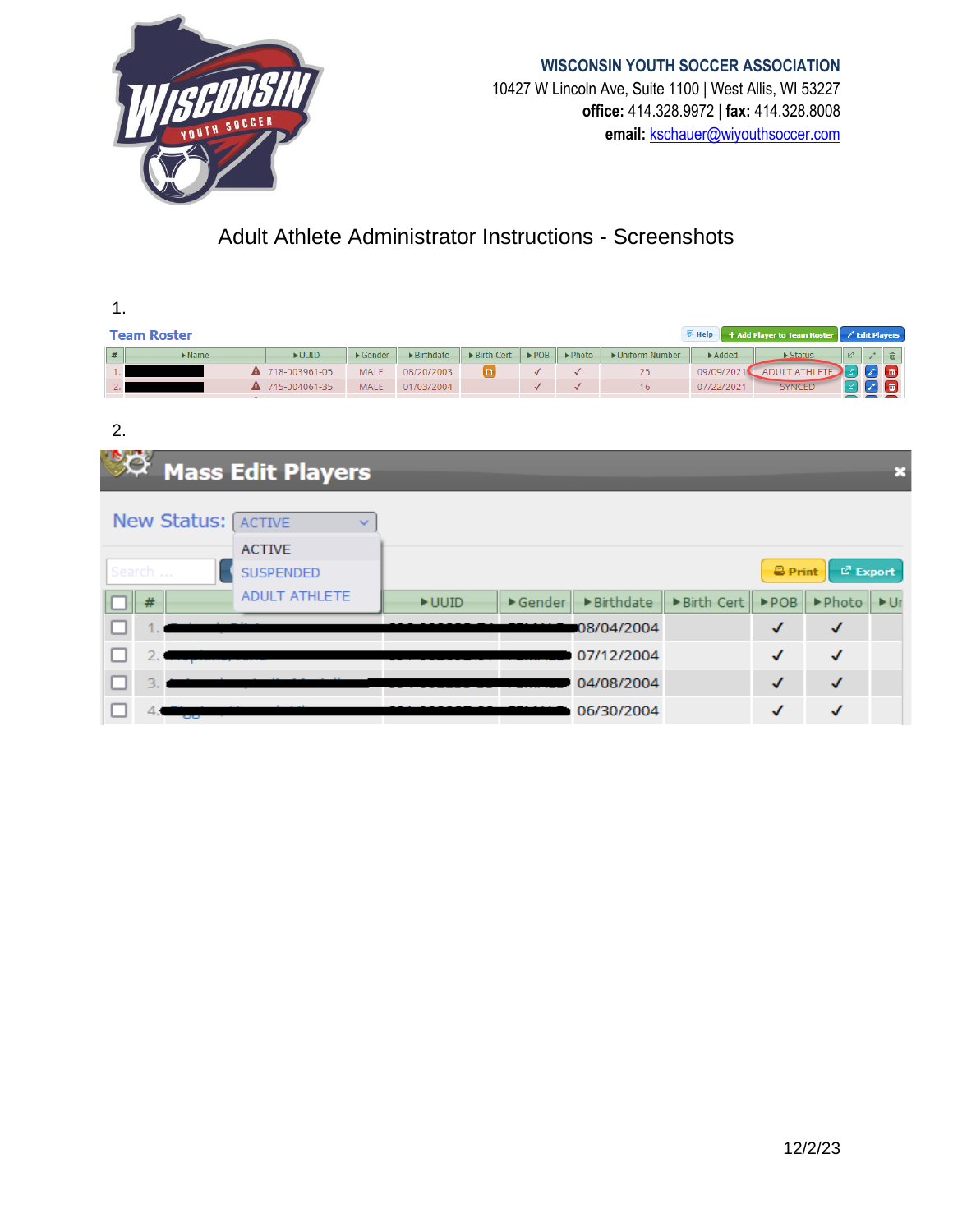**WISCONSIN YOUTH SOCCER ASSOCIATION**
10427 W Lincoln Ave, Suite 1100 | West Allis, WI 53227
**office:** 414.328.9972 | **fax:** 414.328.8008
**email:** kschauer@wiyouthsoccer.com

# Adult Athlete Administrator Instructions - Screenshots

1.

**Team Roster**

Help | + Add Player to Team Roster | Edit Players

| # | Name | UUID | Gender | Birthdate | Birth Cert | POB | Photo | Uniform Number | Added | Status | | | |
|---|---|---|---|---|---|---|---|---|---|---|---|---|---|
| 1. | | 718-003961-05 | MALE | 08/20/2003 | | ✓ | ✓ | 25 | 09/09/2021 | ADULT ATHLETE | | | |
| 2. | | 715-004061-35 | MALE | 01/03/2004 | | ✓ | ✓ | 16 | 07/22/2021 | SYNCED | | | |

2.

**Mass Edit Players**

New Status: ACTIVE

- ACTIVE
- SUSPENDED
- ADULT ATHLETE

Search ...

Print | Export

| | # | | UUID | Gender | Birthdate | Birth Cert | POB | Photo | Ur |
|---|---|---|---|---|---|---|---|---|---|
| ☐ | 1. | | | | 08/04/2004 | | ✓ | ✓ | |
| ☐ | 2. | | | | 07/12/2004 | | ✓ | ✓ | |
| ☐ | 3. | | | | 04/08/2004 | | ✓ | ✓ | |
| ☐ | 4. | | | | 06/30/2004 | | ✓ | ✓ | |

12/2/23